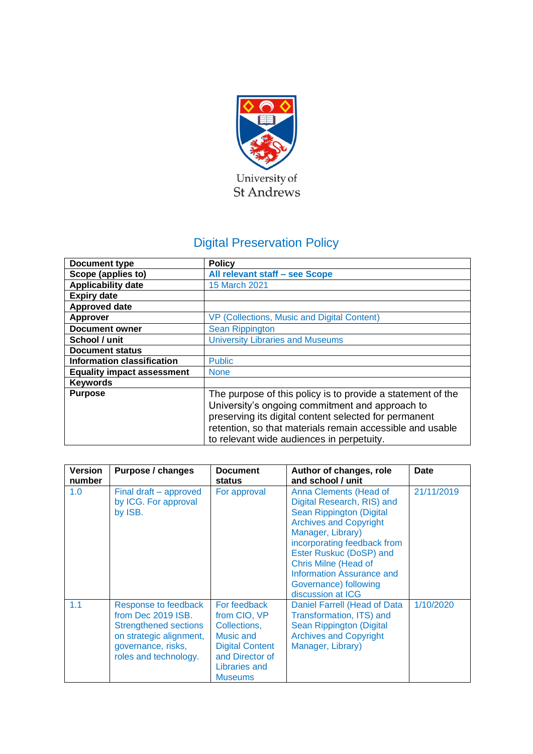University of St Andrews

# Digital Preservation Policy

| Document type | Policy |
|---|---|
| Scope (applies to) | **All relevant staff – see Scope** |
| Applicability date | 15 March 2021 |
| Expiry date | |
| Approved date | |
| Approver | VP (Collections, Music and Digital Content) |
| Document owner | Sean Rippington |
| School / unit | University Libraries and Museums |
| Document status | |
| Information classification | Public |
| Equality impact assessment | None |
| Keywords | |
| Purpose | The purpose of this policy is to provide a statement of the University's ongoing commitment and approach to preserving its digital content selected for permanent retention, so that materials remain accessible and usable to relevant wide audiences in perpetuity. |

| Version number | Purpose / changes | Document status | Author of changes, role and school / unit | Date |
|---|---|---|---|---|
| 1.0 | Final draft – approved by ICG. For approval by ISB. | For approval | Anna Clements (Head of Digital Research, RIS) and Sean Rippington (Digital Archives and Copyright Manager, Library) incorporating feedback from Ester Ruskuc (DoSP) and Chris Milne (Head of Information Assurance and Governance) following discussion at ICG | 21/11/2019 |
| 1.1 | Response to feedback from Dec 2019 ISB. Strengthened sections on strategic alignment, governance, risks, roles and technology. | For feedback from CIO, VP Collections, Music and Digital Content and Director of Libraries and Museums | Daniel Farrell (Head of Data Transformation, ITS) and Sean Rippington (Digital Archives and Copyright Manager, Library) | 1/10/2020 |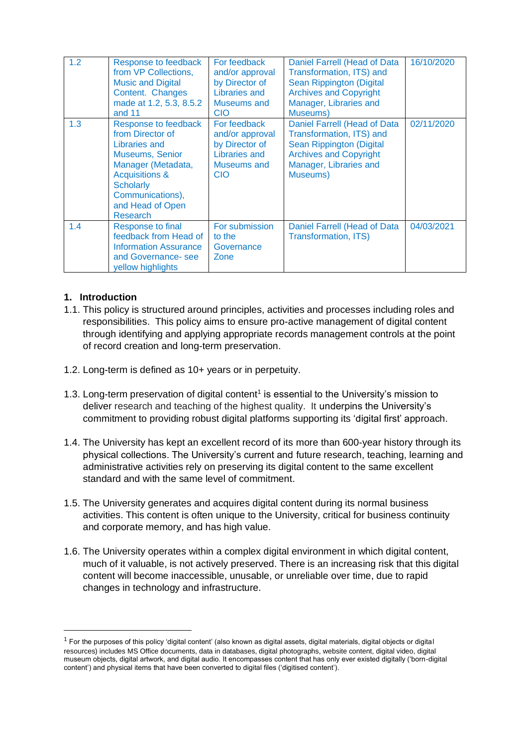| 1.2 | Response to feedback from VP Collections, Music and Digital Content. Changes made at 1.2, 5.3, 8.5.2 and 11 | For feedback and/or approval by Director of Libraries and Museums and CIO | Daniel Farrell (Head of Data Transformation, ITS) and Sean Rippington (Digital Archives and Copyright Manager, Libraries and Museums) | 16/10/2020 |
|---|---|---|---|---|
| 1.3 | Response to feedback from Director of Libraries and Museums, Senior Manager (Metadata, Acquisitions & Scholarly Communications), and Head of Open Research | For feedback and/or approval by Director of Libraries and Museums and CIO | Daniel Farrell (Head of Data Transformation, ITS) and Sean Rippington (Digital Archives and Copyright Manager, Libraries and Museums) | 02/11/2020 |
| 1.4 | Response to final feedback from Head of Information Assurance and Governance- see yellow highlights | For submission to the Governance Zone | Daniel Farrell (Head of Data Transformation, ITS) | 04/03/2021 |

## 1. Introduction

1.1. This policy is structured around principles, activities and processes including roles and responsibilities. This policy aims to ensure pro-active management of digital content through identifying and applying appropriate records management controls at the point of record creation and long-term preservation.

1.2. Long-term is defined as 10+ years or in perpetuity.

1.3. Long-term preservation of digital content[1] is essential to the University's mission to deliver research and teaching of the highest quality. It underpins the University's commitment to providing robust digital platforms supporting its 'digital first' approach.

1.4. The University has kept an excellent record of its more than 600-year history through its physical collections. The University's current and future research, teaching, learning and administrative activities rely on preserving its digital content to the same excellent standard and with the same level of commitment.

1.5. The University generates and acquires digital content during its normal business activities. This content is often unique to the University, critical for business continuity and corporate memory, and has high value.

1.6. The University operates within a complex digital environment in which digital content, much of it valuable, is not actively preserved. There is an increasing risk that this digital content will become inaccessible, unusable, or unreliable over time, due to rapid changes in technology and infrastructure.

---

[1] For the purposes of this policy 'digital content' (also known as digital assets, digital materials, digital objects or digital resources) includes MS Office documents, data in databases, digital photographs, website content, digital video, digital museum objects, digital artwork, and digital audio. It encompasses content that has only ever existed digitally ('born-digital content') and physical items that have been converted to digital files ('digitised content').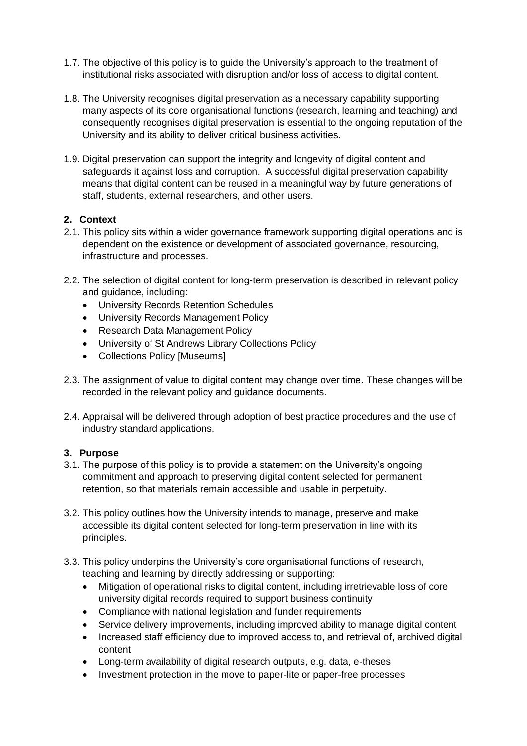1.7. The objective of this policy is to guide the University's approach to the treatment of institutional risks associated with disruption and/or loss of access to digital content.

1.8. The University recognises digital preservation as a necessary capability supporting many aspects of its core organisational functions (research, learning and teaching) and consequently recognises digital preservation is essential to the ongoing reputation of the University and its ability to deliver critical business activities.

1.9. Digital preservation can support the integrity and longevity of digital content and safeguards it against loss and corruption. A successful digital preservation capability means that digital content can be reused in a meaningful way by future generations of staff, students, external researchers, and other users.

## 2. Context

2.1. This policy sits within a wider governance framework supporting digital operations and is dependent on the existence or development of associated governance, resourcing, infrastructure and processes.

2.2. The selection of digital content for long-term preservation is described in relevant policy and guidance, including:

- University Records Retention Schedules
- University Records Management Policy
- Research Data Management Policy
- University of St Andrews Library Collections Policy
- Collections Policy [Museums]

2.3. The assignment of value to digital content may change over time. These changes will be recorded in the relevant policy and guidance documents.

2.4. Appraisal will be delivered through adoption of best practice procedures and the use of industry standard applications.

## 3. Purpose

3.1. The purpose of this policy is to provide a statement on the University's ongoing commitment and approach to preserving digital content selected for permanent retention, so that materials remain accessible and usable in perpetuity.

3.2. This policy outlines how the University intends to manage, preserve and make accessible its digital content selected for long-term preservation in line with its principles.

3.3. This policy underpins the University's core organisational functions of research, teaching and learning by directly addressing or supporting:

- Mitigation of operational risks to digital content, including irretrievable loss of core university digital records required to support business continuity
- Compliance with national legislation and funder requirements
- Service delivery improvements, including improved ability to manage digital content
- Increased staff efficiency due to improved access to, and retrieval of, archived digital content
- Long-term availability of digital research outputs, e.g. data, e-theses
- Investment protection in the move to paper-lite or paper-free processes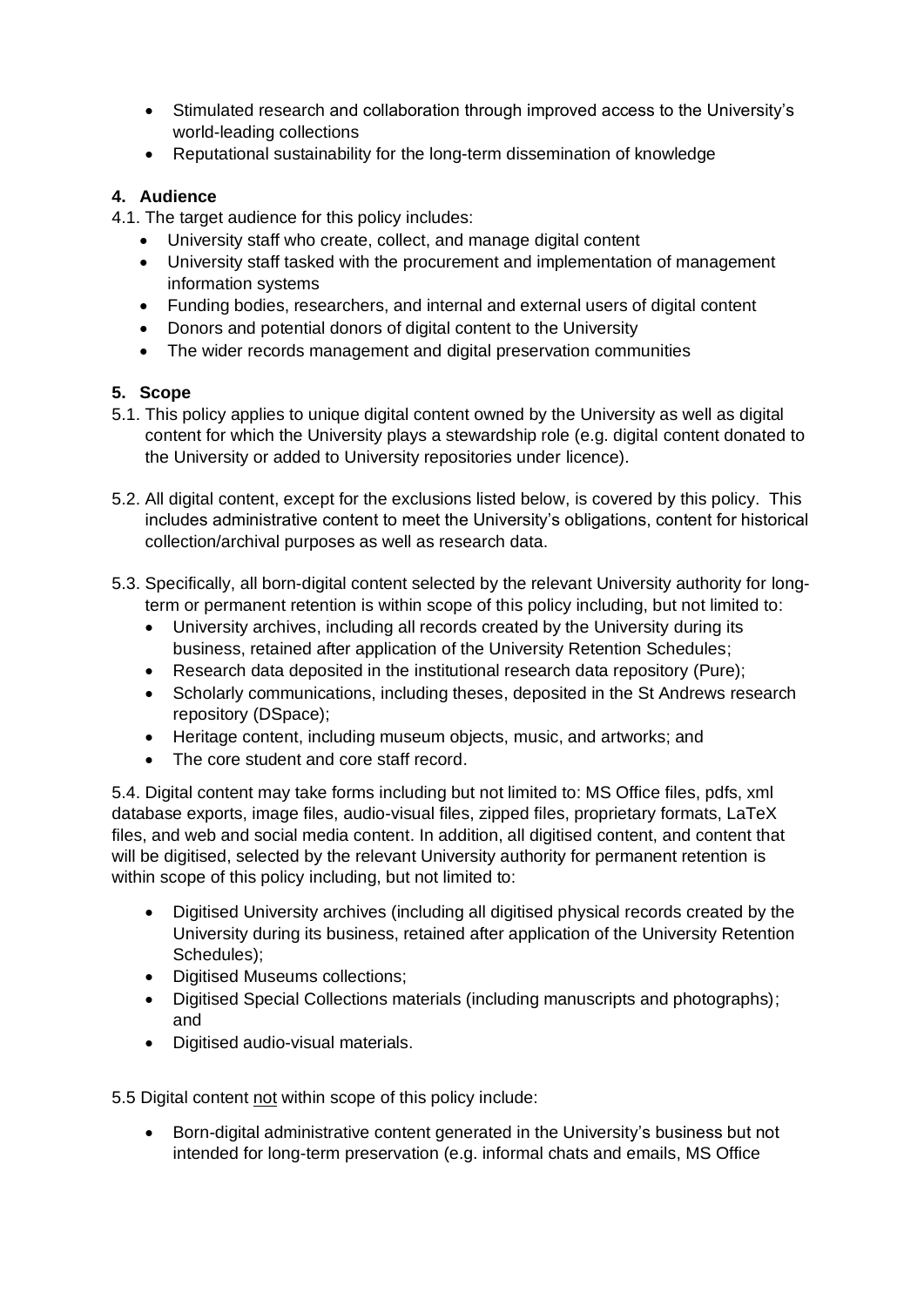- Stimulated research and collaboration through improved access to the University's world-leading collections
- Reputational sustainability for the long-term dissemination of knowledge

## 4. Audience

4.1. The target audience for this policy includes:

- University staff who create, collect, and manage digital content
- University staff tasked with the procurement and implementation of management information systems
- Funding bodies, researchers, and internal and external users of digital content
- Donors and potential donors of digital content to the University
- The wider records management and digital preservation communities

## 5. Scope

5.1. This policy applies to unique digital content owned by the University as well as digital content for which the University plays a stewardship role (e.g. digital content donated to the University or added to University repositories under licence).

5.2. All digital content, except for the exclusions listed below, is covered by this policy. This includes administrative content to meet the University's obligations, content for historical collection/archival purposes as well as research data.

5.3. Specifically, all born-digital content selected by the relevant University authority for long-term or permanent retention is within scope of this policy including, but not limited to:

- University archives, including all records created by the University during its business, retained after application of the University Retention Schedules;
- Research data deposited in the institutional research data repository (Pure);
- Scholarly communications, including theses, deposited in the St Andrews research repository (DSpace);
- Heritage content, including museum objects, music, and artworks; and
- The core student and core staff record.

5.4. Digital content may take forms including but not limited to: MS Office files, pdfs, xml database exports, image files, audio-visual files, zipped files, proprietary formats, LaTeX files, and web and social media content. In addition, all digitised content, and content that will be digitised, selected by the relevant University authority for permanent retention is within scope of this policy including, but not limited to:

- Digitised University archives (including all digitised physical records created by the University during its business, retained after application of the University Retention Schedules);
- Digitised Museums collections;
- Digitised Special Collections materials (including manuscripts and photographs); and
- Digitised audio-visual materials.

5.5 Digital content not within scope of this policy include:

- Born-digital administrative content generated in the University's business but not intended for long-term preservation (e.g. informal chats and emails, MS Office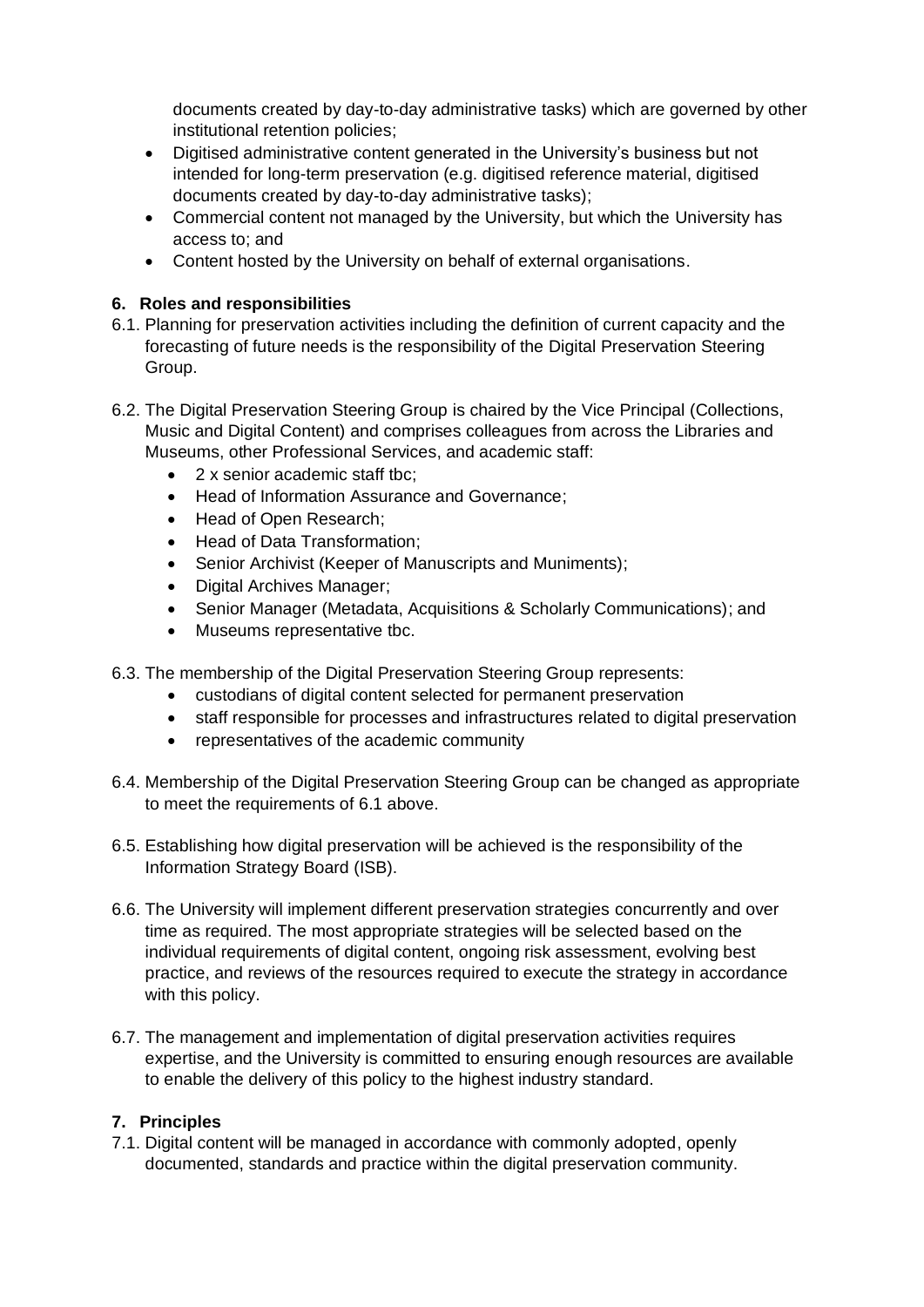documents created by day-to-day administrative tasks) which are governed by other institutional retention policies;

- Digitised administrative content generated in the University's business but not intended for long-term preservation (e.g. digitised reference material, digitised documents created by day-to-day administrative tasks);
- Commercial content not managed by the University, but which the University has access to; and
- Content hosted by the University on behalf of external organisations.

## 6. Roles and responsibilities

6.1. Planning for preservation activities including the definition of current capacity and the forecasting of future needs is the responsibility of the Digital Preservation Steering Group.

6.2. The Digital Preservation Steering Group is chaired by the Vice Principal (Collections, Music and Digital Content) and comprises colleagues from across the Libraries and Museums, other Professional Services, and academic staff:

- 2 x senior academic staff tbc;
- Head of Information Assurance and Governance;
- Head of Open Research;
- Head of Data Transformation;
- Senior Archivist (Keeper of Manuscripts and Muniments);
- Digital Archives Manager;
- Senior Manager (Metadata, Acquisitions & Scholarly Communications); and
- Museums representative tbc.

6.3. The membership of the Digital Preservation Steering Group represents:

- custodians of digital content selected for permanent preservation
- staff responsible for processes and infrastructures related to digital preservation
- representatives of the academic community

6.4. Membership of the Digital Preservation Steering Group can be changed as appropriate to meet the requirements of 6.1 above.

6.5. Establishing how digital preservation will be achieved is the responsibility of the Information Strategy Board (ISB).

6.6. The University will implement different preservation strategies concurrently and over time as required. The most appropriate strategies will be selected based on the individual requirements of digital content, ongoing risk assessment, evolving best practice, and reviews of the resources required to execute the strategy in accordance with this policy.

6.7. The management and implementation of digital preservation activities requires expertise, and the University is committed to ensuring enough resources are available to enable the delivery of this policy to the highest industry standard.

## 7. Principles

7.1. Digital content will be managed in accordance with commonly adopted, openly documented, standards and practice within the digital preservation community.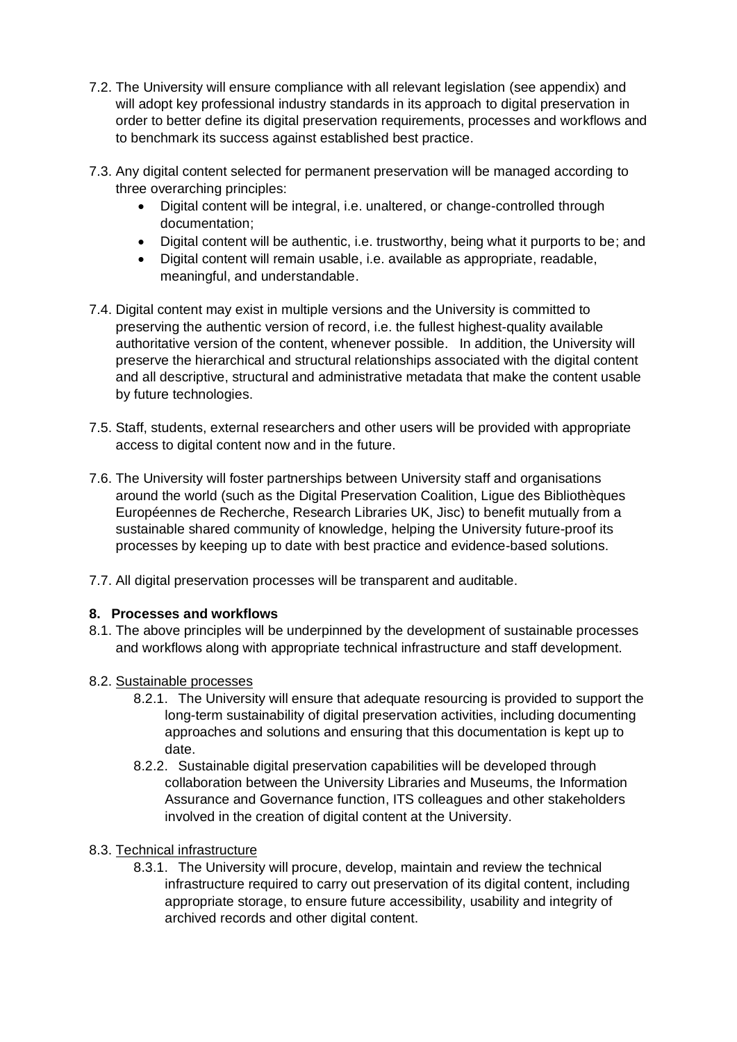7.2. The University will ensure compliance with all relevant legislation (see appendix) and will adopt key professional industry standards in its approach to digital preservation in order to better define its digital preservation requirements, processes and workflows and to benchmark its success against established best practice.

7.3. Any digital content selected for permanent preservation will be managed according to three overarching principles:

- Digital content will be integral, i.e. unaltered, or change-controlled through documentation;
- Digital content will be authentic, i.e. trustworthy, being what it purports to be; and
- Digital content will remain usable, i.e. available as appropriate, readable, meaningful, and understandable.

7.4. Digital content may exist in multiple versions and the University is committed to preserving the authentic version of record, i.e. the fullest highest-quality available authoritative version of the content, whenever possible. In addition, the University will preserve the hierarchical and structural relationships associated with the digital content and all descriptive, structural and administrative metadata that make the content usable by future technologies.

7.5. Staff, students, external researchers and other users will be provided with appropriate access to digital content now and in the future.

7.6. The University will foster partnerships between University staff and organisations around the world (such as the Digital Preservation Coalition, Ligue des Bibliothèques Européennes de Recherche, Research Libraries UK, Jisc) to benefit mutually from a sustainable shared community of knowledge, helping the University future-proof its processes by keeping up to date with best practice and evidence-based solutions.

7.7. All digital preservation processes will be transparent and auditable.

## 8. Processes and workflows

8.1. The above principles will be underpinned by the development of sustainable processes and workflows along with appropriate technical infrastructure and staff development.

8.2. Sustainable processes

8.2.1. The University will ensure that adequate resourcing is provided to support the long-term sustainability of digital preservation activities, including documenting approaches and solutions and ensuring that this documentation is kept up to date.

8.2.2. Sustainable digital preservation capabilities will be developed through collaboration between the University Libraries and Museums, the Information Assurance and Governance function, ITS colleagues and other stakeholders involved in the creation of digital content at the University.

8.3. Technical infrastructure

8.3.1. The University will procure, develop, maintain and review the technical infrastructure required to carry out preservation of its digital content, including appropriate storage, to ensure future accessibility, usability and integrity of archived records and other digital content.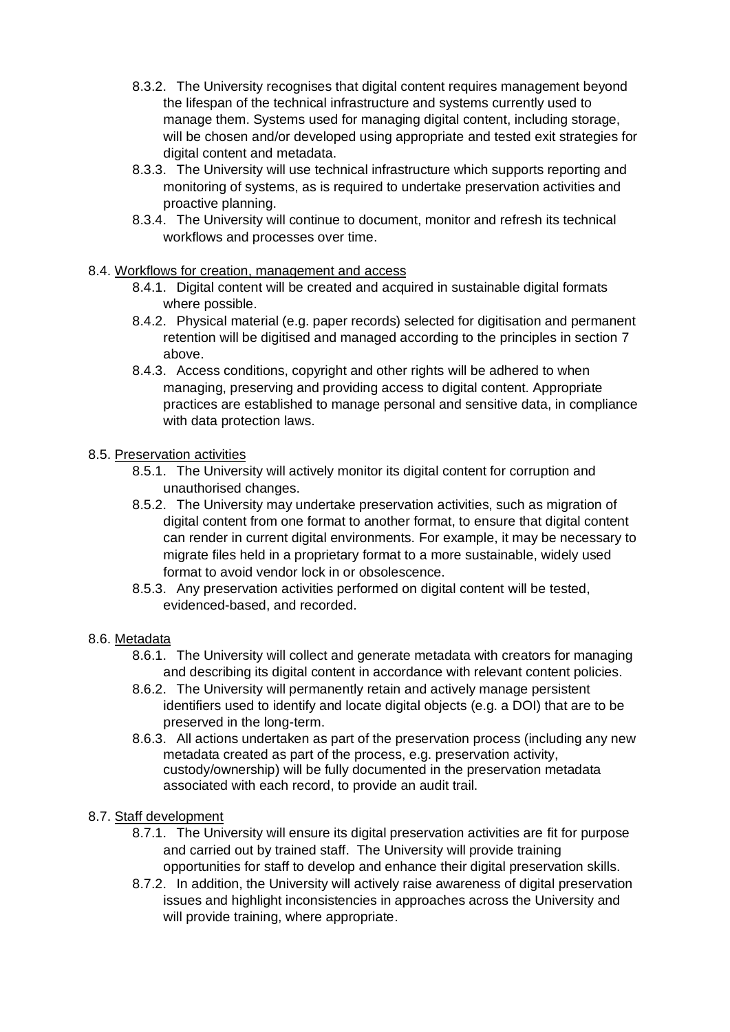- 8.3.2. The University recognises that digital content requires management beyond the lifespan of the technical infrastructure and systems currently used to manage them. Systems used for managing digital content, including storage, will be chosen and/or developed using appropriate and tested exit strategies for digital content and metadata.
- 8.3.3. The University will use technical infrastructure which supports reporting and monitoring of systems, as is required to undertake preservation activities and proactive planning.
- 8.3.4. The University will continue to document, monitor and refresh its technical workflows and processes over time.

8.4. <u>Workflows for creation, management and access</u>

- 8.4.1. Digital content will be created and acquired in sustainable digital formats where possible.
- 8.4.2. Physical material (e.g. paper records) selected for digitisation and permanent retention will be digitised and managed according to the principles in section 7 above.
- 8.4.3. Access conditions, copyright and other rights will be adhered to when managing, preserving and providing access to digital content. Appropriate practices are established to manage personal and sensitive data, in compliance with data protection laws.

8.5. <u>Preservation activities</u>

- 8.5.1. The University will actively monitor its digital content for corruption and unauthorised changes.
- 8.5.2. The University may undertake preservation activities, such as migration of digital content from one format to another format, to ensure that digital content can render in current digital environments. For example, it may be necessary to migrate files held in a proprietary format to a more sustainable, widely used format to avoid vendor lock in or obsolescence.
- 8.5.3. Any preservation activities performed on digital content will be tested, evidenced-based, and recorded.

8.6. <u>Metadata</u>

- 8.6.1. The University will collect and generate metadata with creators for managing and describing its digital content in accordance with relevant content policies.
- 8.6.2. The University will permanently retain and actively manage persistent identifiers used to identify and locate digital objects (e.g. a DOI) that are to be preserved in the long-term.
- 8.6.3. All actions undertaken as part of the preservation process (including any new metadata created as part of the process, e.g. preservation activity, custody/ownership) will be fully documented in the preservation metadata associated with each record, to provide an audit trail.

8.7. <u>Staff development</u>

- 8.7.1. The University will ensure its digital preservation activities are fit for purpose and carried out by trained staff. The University will provide training opportunities for staff to develop and enhance their digital preservation skills.
- 8.7.2. In addition, the University will actively raise awareness of digital preservation issues and highlight inconsistencies in approaches across the University and will provide training, where appropriate.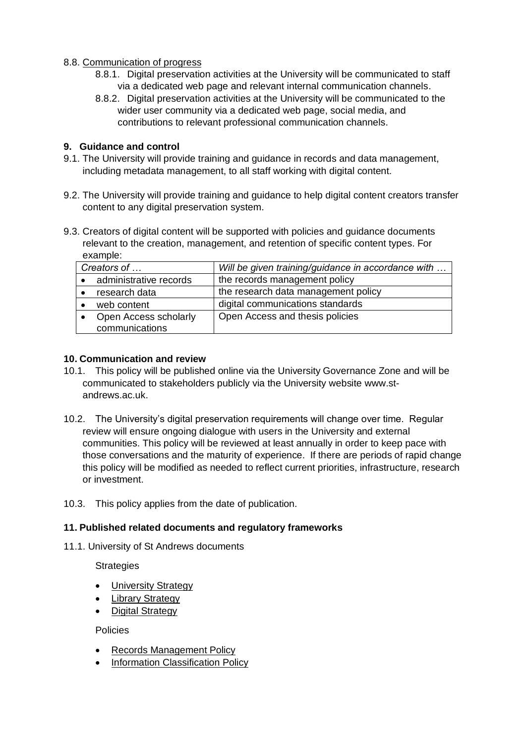8.8. Communication of progress

8.8.1. Digital preservation activities at the University will be communicated to staff via a dedicated web page and relevant internal communication channels.

8.8.2. Digital preservation activities at the University will be communicated to the wider user community via a dedicated web page, social media, and contributions to relevant professional communication channels.

## 9. Guidance and control

9.1. The University will provide training and guidance in records and data management, including metadata management, to all staff working with digital content.

9.2. The University will provide training and guidance to help digital content creators transfer content to any digital preservation system.

9.3. Creators of digital content will be supported with policies and guidance documents relevant to the creation, management, and retention of specific content types. For example:

| *Creators of …* | *Will be given training/guidance in accordance with …* |
|---|---|
| • administrative records | the records management policy |
| • research data | the research data management policy |
| • web content | digital communications standards |
| • Open Access scholarly communications | Open Access and thesis policies |

## 10. Communication and review

10.1. This policy will be published online via the University Governance Zone and will be communicated to stakeholders publicly via the University website www.st-andrews.ac.uk.

10.2. The University's digital preservation requirements will change over time. Regular review will ensure ongoing dialogue with users in the University and external communities. This policy will be reviewed at least annually in order to keep pace with those conversations and the maturity of experience. If there are periods of rapid change this policy will be modified as needed to reflect current priorities, infrastructure, research or investment.

10.3. This policy applies from the date of publication.

## 11. Published related documents and regulatory frameworks

11.1. University of St Andrews documents

Strategies

- University Strategy
- Library Strategy
- Digital Strategy

Policies

- Records Management Policy
- Information Classification Policy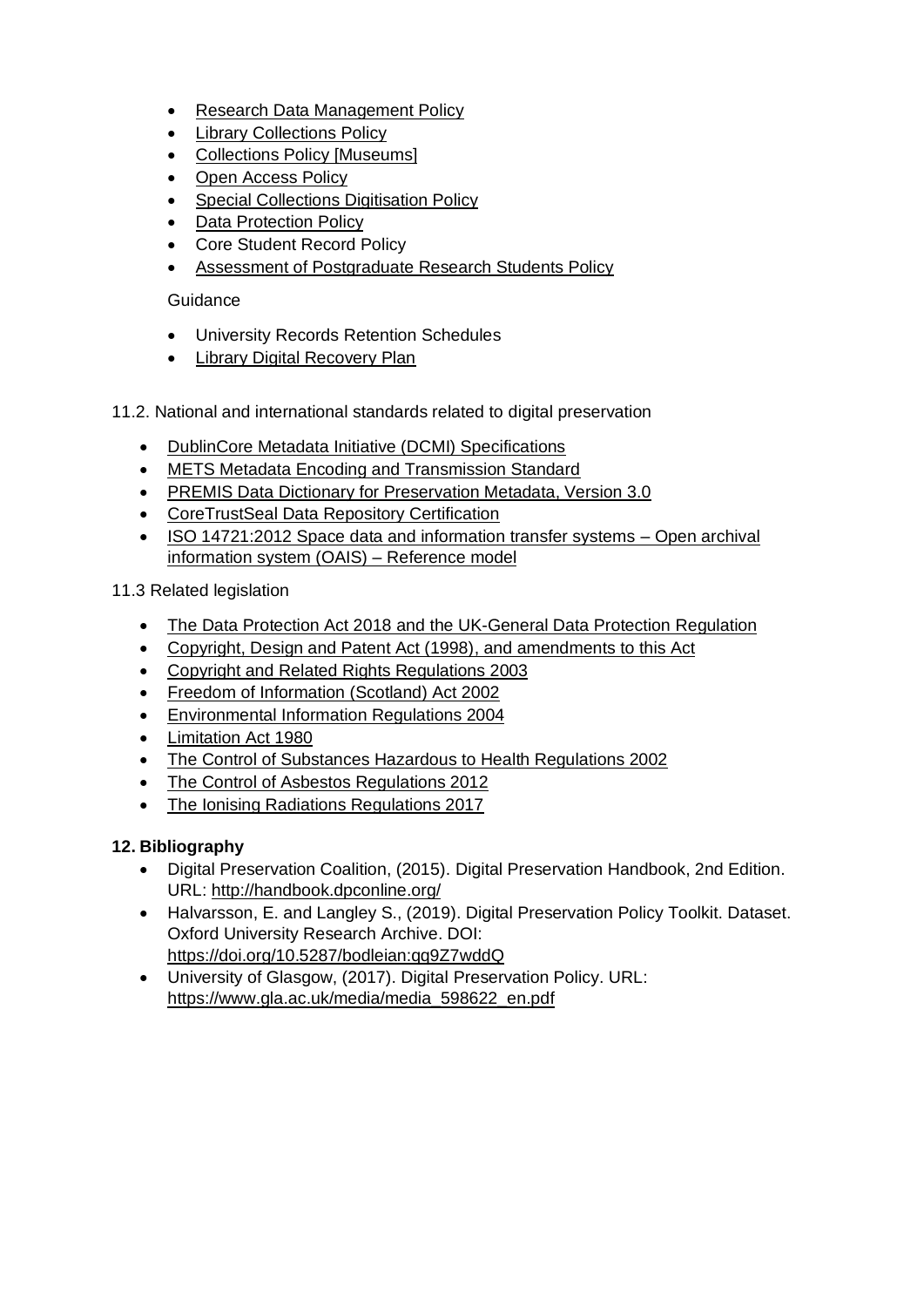- Research Data Management Policy
- Library Collections Policy
- Collections Policy [Museums]
- Open Access Policy
- Special Collections Digitisation Policy
- Data Protection Policy
- Core Student Record Policy
- Assessment of Postgraduate Research Students Policy

Guidance

- University Records Retention Schedules
- Library Digital Recovery Plan

11.2. National and international standards related to digital preservation

- DublinCore Metadata Initiative (DCMI) Specifications
- METS Metadata Encoding and Transmission Standard
- PREMIS Data Dictionary for Preservation Metadata, Version 3.0
- CoreTrustSeal Data Repository Certification
- ISO 14721:2012 Space data and information transfer systems – Open archival information system (OAIS) – Reference model

11.3 Related legislation

- The Data Protection Act 2018 and the UK-General Data Protection Regulation
- Copyright, Design and Patent Act (1998), and amendments to this Act
- Copyright and Related Rights Regulations 2003
- Freedom of Information (Scotland) Act 2002
- Environmental Information Regulations 2004
- Limitation Act 1980
- The Control of Substances Hazardous to Health Regulations 2002
- The Control of Asbestos Regulations 2012
- The Ionising Radiations Regulations 2017

## 12. Bibliography

- Digital Preservation Coalition, (2015). Digital Preservation Handbook, 2nd Edition. URL: http://handbook.dpconline.org/
- Halvarsson, E. and Langley S., (2019). Digital Preservation Policy Toolkit. Dataset. Oxford University Research Archive. DOI: https://doi.org/10.5287/bodleian:qq9Z7wddQ
- University of Glasgow, (2017). Digital Preservation Policy. URL: https://www.gla.ac.uk/media/media_598622_en.pdf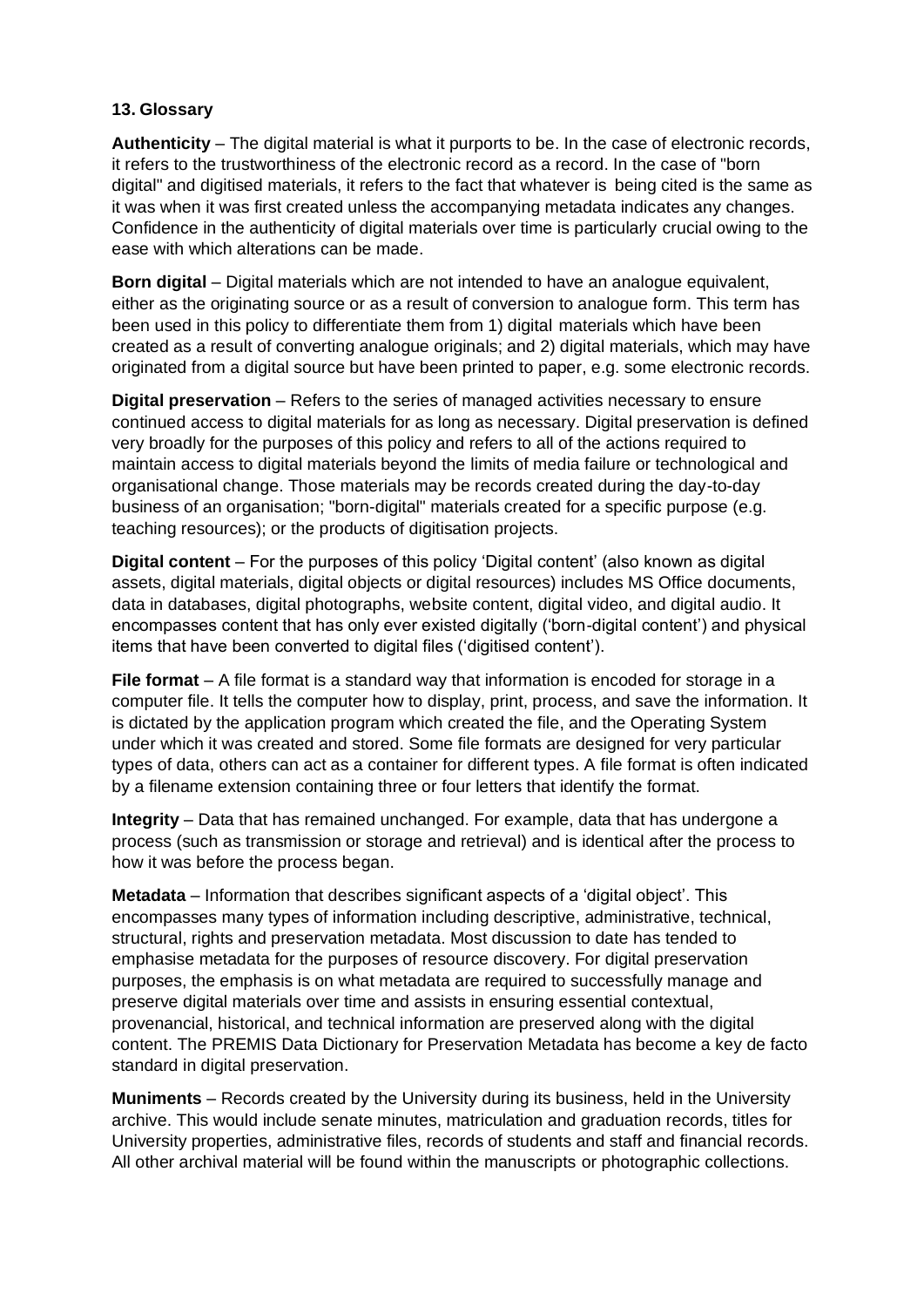## 13. Glossary

**Authenticity** – The digital material is what it purports to be. In the case of electronic records, it refers to the trustworthiness of the electronic record as a record. In the case of "born digital" and digitised materials, it refers to the fact that whatever is being cited is the same as it was when it was first created unless the accompanying metadata indicates any changes. Confidence in the authenticity of digital materials over time is particularly crucial owing to the ease with which alterations can be made.

**Born digital** – Digital materials which are not intended to have an analogue equivalent, either as the originating source or as a result of conversion to analogue form. This term has been used in this policy to differentiate them from 1) digital materials which have been created as a result of converting analogue originals; and 2) digital materials, which may have originated from a digital source but have been printed to paper, e.g. some electronic records.

**Digital preservation** – Refers to the series of managed activities necessary to ensure continued access to digital materials for as long as necessary. Digital preservation is defined very broadly for the purposes of this policy and refers to all of the actions required to maintain access to digital materials beyond the limits of media failure or technological and organisational change. Those materials may be records created during the day-to-day business of an organisation; "born-digital" materials created for a specific purpose (e.g. teaching resources); or the products of digitisation projects.

**Digital content** – For the purposes of this policy 'Digital content' (also known as digital assets, digital materials, digital objects or digital resources) includes MS Office documents, data in databases, digital photographs, website content, digital video, and digital audio. It encompasses content that has only ever existed digitally ('born-digital content') and physical items that have been converted to digital files ('digitised content').

**File format** – A file format is a standard way that information is encoded for storage in a computer file. It tells the computer how to display, print, process, and save the information. It is dictated by the application program which created the file, and the Operating System under which it was created and stored. Some file formats are designed for very particular types of data, others can act as a container for different types. A file format is often indicated by a filename extension containing three or four letters that identify the format.

**Integrity** – Data that has remained unchanged. For example, data that has undergone a process (such as transmission or storage and retrieval) and is identical after the process to how it was before the process began.

**Metadata** – Information that describes significant aspects of a 'digital object'. This encompasses many types of information including descriptive, administrative, technical, structural, rights and preservation metadata. Most discussion to date has tended to emphasise metadata for the purposes of resource discovery. For digital preservation purposes, the emphasis is on what metadata are required to successfully manage and preserve digital materials over time and assists in ensuring essential contextual, provenancial, historical, and technical information are preserved along with the digital content. The PREMIS Data Dictionary for Preservation Metadata has become a key de facto standard in digital preservation.

**Muniments** – Records created by the University during its business, held in the University archive. This would include senate minutes, matriculation and graduation records, titles for University properties, administrative files, records of students and staff and financial records. All other archival material will be found within the manuscripts or photographic collections.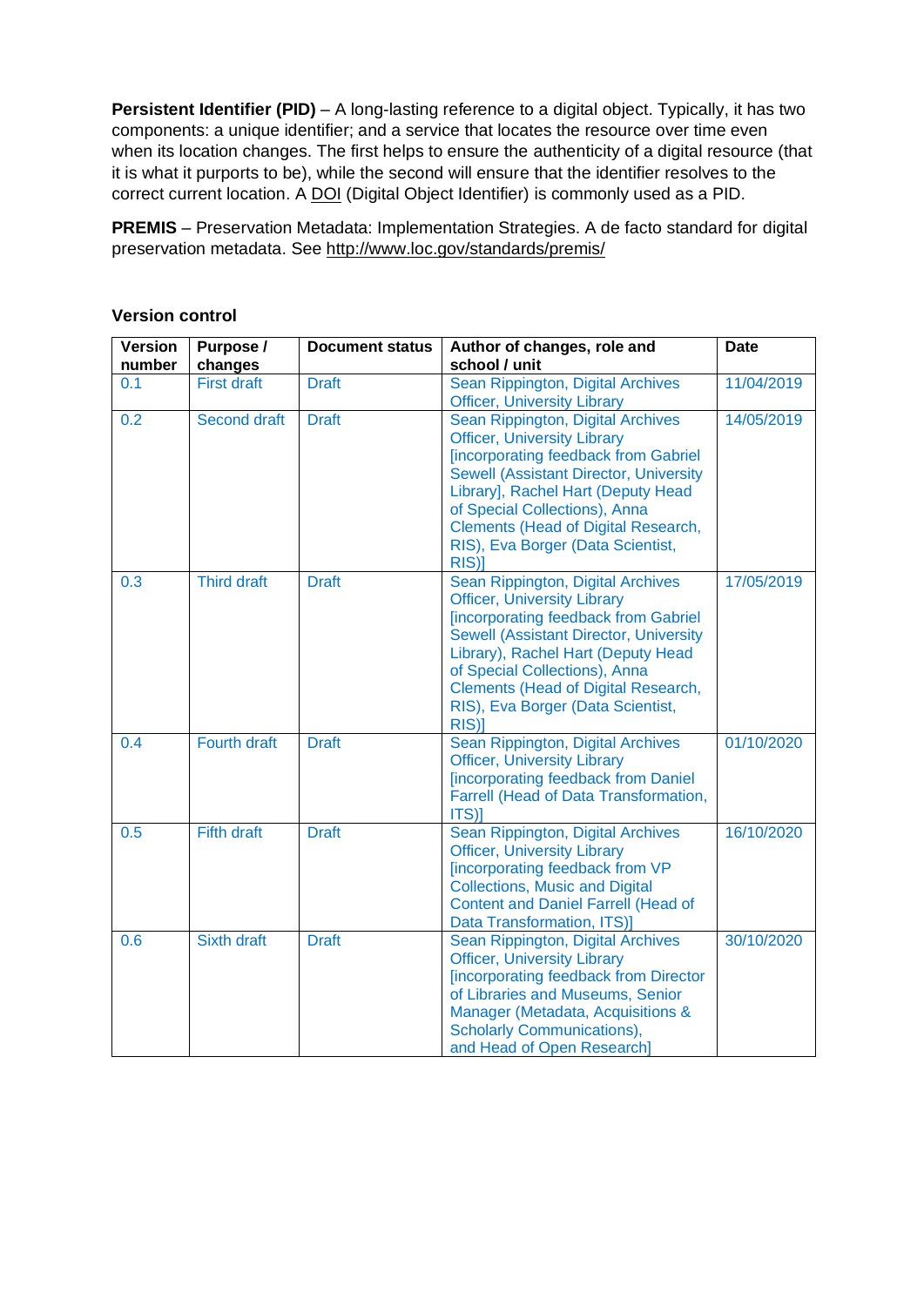**Persistent Identifier (PID)** – A long-lasting reference to a digital object. Typically, it has two components: a unique identifier; and a service that locates the resource over time even when its location changes. The first helps to ensure the authenticity of a digital resource (that it is what it purports to be), while the second will ensure that the identifier resolves to the correct current location. A DOI (Digital Object Identifier) is commonly used as a PID.

**PREMIS** – Preservation Metadata: Implementation Strategies. A de facto standard for digital preservation metadata. See http://www.loc.gov/standards/premis/

**Version control**

| Version number | Purpose / changes | Document status | Author of changes, role and school / unit | Date |
|---|---|---|---|---|
| 0.1 | First draft | Draft | Sean Rippington, Digital Archives Officer, University Library | 11/04/2019 |
| 0.2 | Second draft | Draft | Sean Rippington, Digital Archives Officer, University Library [incorporating feedback from Gabriel Sewell (Assistant Director, University Library], Rachel Hart (Deputy Head of Special Collections), Anna Clements (Head of Digital Research, RIS), Eva Borger (Data Scientist, RIS)] | 14/05/2019 |
| 0.3 | Third draft | Draft | Sean Rippington, Digital Archives Officer, University Library [incorporating feedback from Gabriel Sewell (Assistant Director, University Library), Rachel Hart (Deputy Head of Special Collections), Anna Clements (Head of Digital Research, RIS), Eva Borger (Data Scientist, RIS)] | 17/05/2019 |
| 0.4 | Fourth draft | Draft | Sean Rippington, Digital Archives Officer, University Library [incorporating feedback from Daniel Farrell (Head of Data Transformation, ITS)] | 01/10/2020 |
| 0.5 | Fifth draft | Draft | Sean Rippington, Digital Archives Officer, University Library [incorporating feedback from VP Collections, Music and Digital Content and Daniel Farrell (Head of Data Transformation, ITS)] | 16/10/2020 |
| 0.6 | Sixth draft | Draft | Sean Rippington, Digital Archives Officer, University Library [incorporating feedback from Director of Libraries and Museums, Senior Manager (Metadata, Acquisitions & Scholarly Communications), and Head of Open Research] | 30/10/2020 |